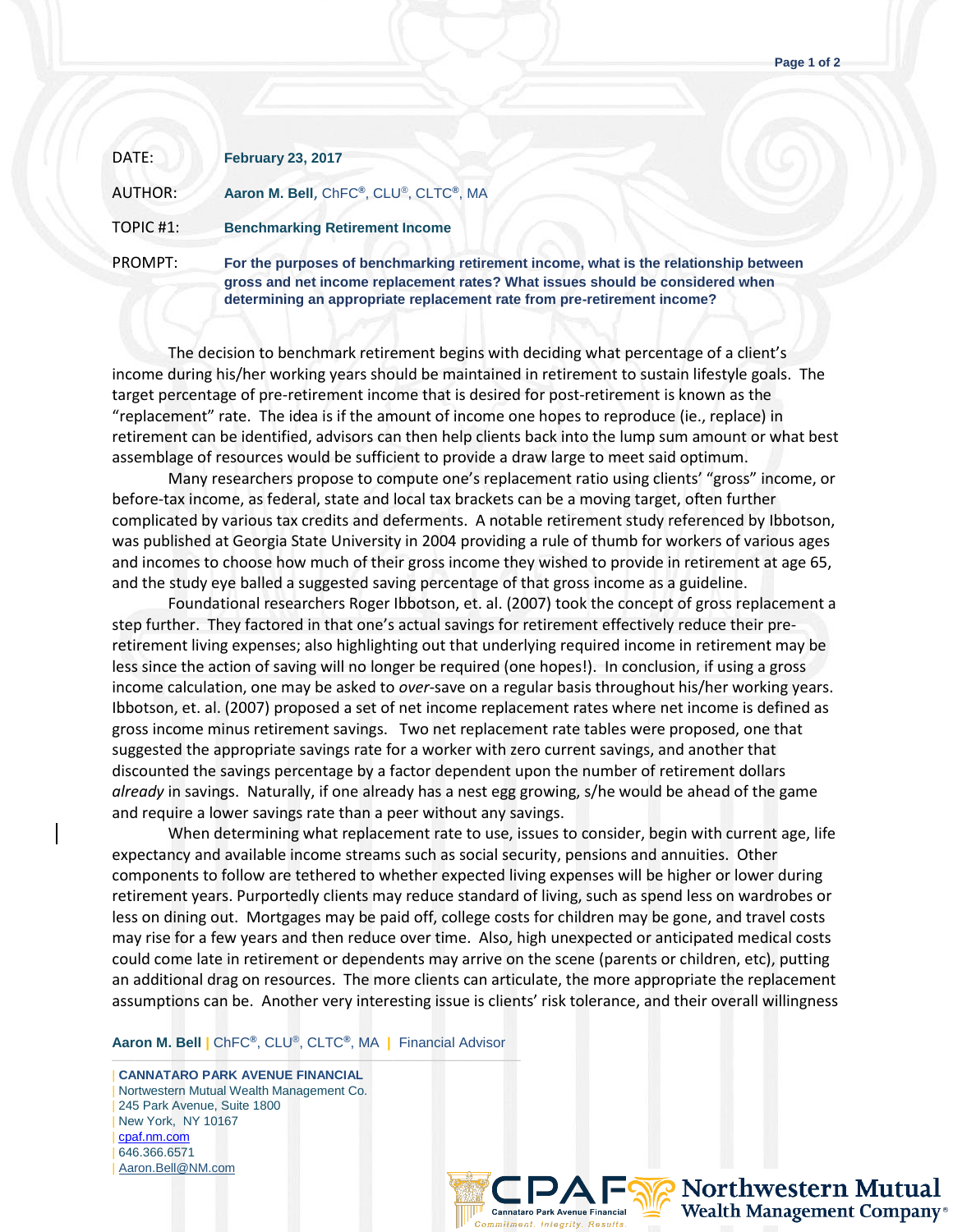| | |
|---|---|
| DATE: | **February 23, 2017** |
| AUTHOR: | **Aaron M. Bell**, ChFC®, CLU®, CLTC®, MA |
| TOPIC #1: | **Benchmarking Retirement Income** |
| PROMPT: | **For the purposes of benchmarking retirement income, what is the relationship between gross and net income replacement rates? What issues should be considered when determining an appropriate replacement rate from pre-retirement income?** |

The decision to benchmark retirement begins with deciding what percentage of a client's income during his/her working years should be maintained in retirement to sustain lifestyle goals. The target percentage of pre-retirement income that is desired for post-retirement is known as the "replacement" rate. The idea is if the amount of income one hopes to reproduce (ie., replace) in retirement can be identified, advisors can then help clients back into the lump sum amount or what best assemblage of resources would be sufficient to provide a draw large to meet said optimum.

Many researchers propose to compute one's replacement ratio using clients' "gross" income, or before-tax income, as federal, state and local tax brackets can be a moving target, often further complicated by various tax credits and deferments. A notable retirement study referenced by Ibbotson, was published at Georgia State University in 2004 providing a rule of thumb for workers of various ages and incomes to choose how much of their gross income they wished to provide in retirement at age 65, and the study eye balled a suggested saving percentage of that gross income as a guideline.

Foundational researchers Roger Ibbotson, et. al. (2007) took the concept of gross replacement a step further. They factored in that one's actual savings for retirement effectively reduce their pre-retirement living expenses; also highlighting out that underlying required income in retirement may be less since the action of saving will no longer be required (one hopes!). In conclusion, if using a gross income calculation, one may be asked to *over*-save on a regular basis throughout his/her working years. Ibbotson, et. al. (2007) proposed a set of net income replacement rates where net income is defined as gross income minus retirement savings. Two net replacement rate tables were proposed, one that suggested the appropriate savings rate for a worker with zero current savings, and another that discounted the savings percentage by a factor dependent upon the number of retirement dollars *already* in savings. Naturally, if one already has a nest egg growing, s/he would be ahead of the game and require a lower savings rate than a peer without any savings.

When determining what replacement rate to use, issues to consider, begin with current age, life expectancy and available income streams such as social security, pensions and annuities. Other components to follow are tethered to whether expected living expenses will be higher or lower during retirement years. Purportedly clients may reduce standard of living, such as spend less on wardrobes or less on dining out. Mortgages may be paid off, college costs for children may be gone, and travel costs may rise for a few years and then reduce over time. Also, high unexpected or anticipated medical costs could come late in retirement or dependents may arrive on the scene (parents or children, etc), putting an additional drag on resources. The more clients can articulate, the more appropriate the replacement assumptions can be. Another very interesting issue is clients' risk tolerance, and their overall willingness

**Aaron M. Bell** | ChFC®, CLU®, CLTC®, MA | Financial Advisor

| **CANNATARO PARK AVENUE FINANCIAL**
| Nortwestern Mutual Wealth Management Co.
| 245 Park Avenue, Suite 1800
| New York, NY 10167
| cpaf.nm.com
| 646.366.6571
| Aaron.Bell@NM.com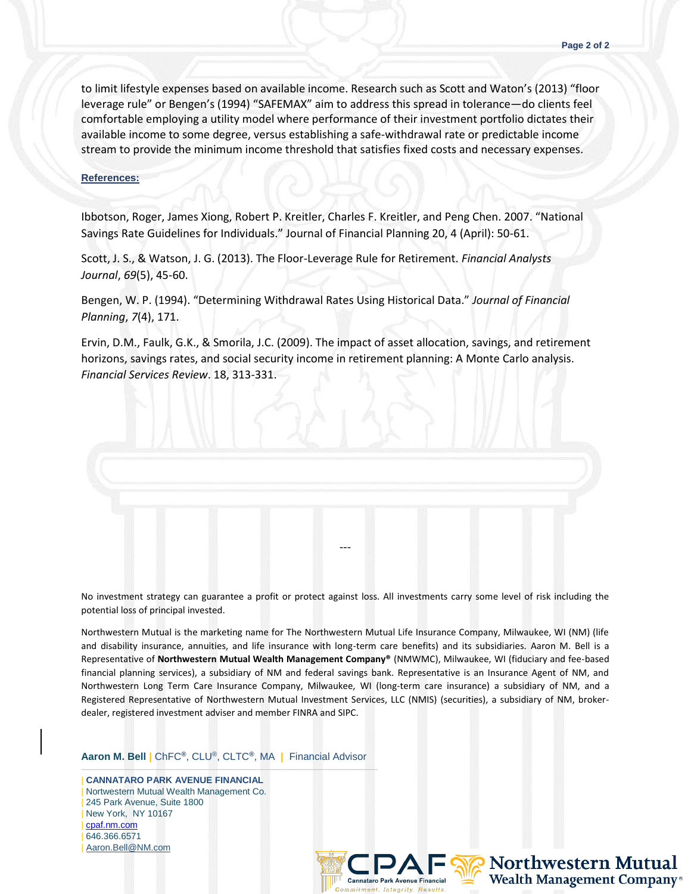to limit lifestyle expenses based on available income. Research such as Scott and Waton's (2013) "floor leverage rule" or Bengen's (1994) "SAFEMAX" aim to address this spread in tolerance—do clients feel comfortable employing a utility model where performance of their investment portfolio dictates their available income to some degree, versus establishing a safe-withdrawal rate or predictable income stream to provide the minimum income threshold that satisfies fixed costs and necessary expenses.

**References:**

Ibbotson, Roger, James Xiong, Robert P. Kreitler, Charles F. Kreitler, and Peng Chen. 2007. "National Savings Rate Guidelines for Individuals." Journal of Financial Planning 20, 4 (April): 50-61.

Scott, J. S., & Watson, J. G. (2013). The Floor-Leverage Rule for Retirement. *Financial Analysts Journal*, *69*(5), 45-60.

Bengen, W. P. (1994). "Determining Withdrawal Rates Using Historical Data." *Journal of Financial Planning*, *7*(4), 171.

Ervin, D.M., Faulk, G.K., & Smorila, J.C. (2009). The impact of asset allocation, savings, and retirement horizons, savings rates, and social security income in retirement planning: A Monte Carlo analysis. *Financial Services Review*. 18, 313-331.

---

No investment strategy can guarantee a profit or protect against loss. All investments carry some level of risk including the potential loss of principal invested.

Northwestern Mutual is the marketing name for The Northwestern Mutual Life Insurance Company, Milwaukee, WI (NM) (life and disability insurance, annuities, and life insurance with long-term care benefits) and its subsidiaries. Aaron M. Bell is a Representative of **Northwestern Mutual Wealth Management Company®** (NMWMC), Milwaukee, WI (fiduciary and fee-based financial planning services), a subsidiary of NM and federal savings bank. Representative is an Insurance Agent of NM, and Northwestern Long Term Care Insurance Company, Milwaukee, WI (long-term care insurance) a subsidiary of NM, and a Registered Representative of Northwestern Mutual Investment Services, LLC (NMIS) (securities), a subsidiary of NM, broker-dealer, registered investment adviser and member FINRA and SIPC.

**Aaron M. Bell** | ChFC®, CLU®, CLTC®, MA | Financial Advisor

| **CANNATARO PARK AVENUE FINANCIAL**
| Nortwestern Mutual Wealth Management Co.
| 245 Park Avenue, Suite 1800
| New York, NY 10167
| cpaf.nm.com
| 646.366.6571
| Aaron.Bell@NM.com

CPAF Cannataro Park Avenue Financial
Commitment. Integrity. Results.

Northwestern Mutual Wealth Management Company®